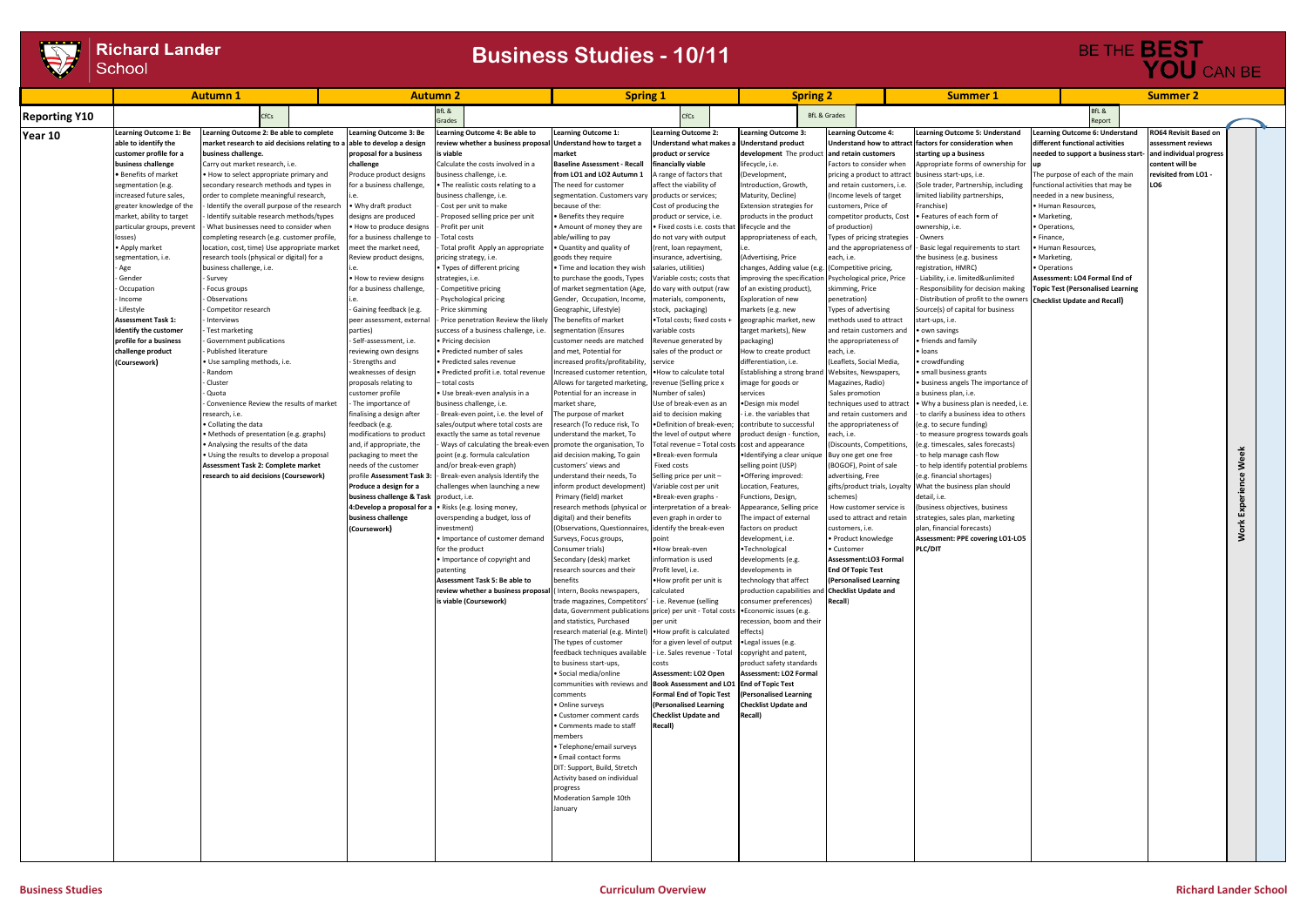# Richard Lander School

## Business Studies - 10/11

BE THE **BEST YOU** CAN BE

| | Autumn 1 | | Autumn 2 | | Spring 1 | | Spring 2 | | Summer 1 | | Summer 2 | |
|---|---|---|---|---|---|---|---|---|---|---|---|---|
| **Reporting Y10** | | CfCs | | BfL & Grades | | CfCs | | BfL & Grades | | BfL & Report | | |
| **Year 10** | **Learning Outcome 1: Be able to identify the customer profile for a business challenge**<br>• Benefits of market segmentation (e.g. increased future sales, greater knowledge of the market, ability to target particular groups, prevent losses)<br>• Apply market segmentation, i.e.<br>- Age<br>- Gender<br>- Occupation<br>- Income<br>- Lifestyle<br>**Assessment Task 1: Identify the customer profile for a business challenge product (Coursework)** | **Learning Outcome 2: Be able to complete market research to aid decisions relating to a business challenge.**<br>Carry out market research, i.e.<br>• How to select appropriate primary and secondary research methods and types in order to complete meaningful research,<br>- Identify the overall purpose of the research<br>- Identify suitable research methods/types<br>- What businesses need to consider when completing research (e.g. customer profile, location, cost, time) Use appropriate market research tools (physical or digital) for a business challenge, i.e.<br>- Survey<br>- Focus groups<br>- Observations<br>- Competitor research<br>- Interviews<br>- Test marketing<br>- Government publications<br>- Published literature<br>• Use sampling methods, i.e.<br>- Random<br>- Cluster<br>- Quota<br>- Convenience Review the results of market research, i.e.<br>• Collating the data<br>• Methods of presentation (e.g. graphs)<br>• Analysing the results of the data<br>• Using the results to develop a proposal<br>**Assessment Task 2: Complete market research to aid decisions (Coursework)** | **Learning Outcome 3: Be able to develop a design proposal for a business challenge**<br>Produce product designs for a business challenge, i.e.<br>• Why draft product designs are produced<br>• How to produce designs for a business challenge to meet the market need, Review product designs, i.e.<br>• How to review designs for a business challenge, i.e.<br>- Gaining feedback (e.g. peer assessment, external parties)<br>- Self-assessment, i.e. reviewing own designs<br>- Strengths and weaknesses of design proposals relating to customer profile<br>- The importance of finalising a design after feedback (e.g. modifications to product and, if appropriate, the packaging to meet the needs of the customer profile **Assessment Task 3: Produce a design for a business challenge & Task 4:Develop a proposal for a business challenge (Coursework)** | **Learning Outcome 4: Be able to review whether a business proposal is viable**<br>Calculate the costs involved in a business challenge, i.e.<br>• The realistic costs relating to a business challenge, i.e.<br>- Cost per unit to make<br>- Proposed selling price per unit<br>- Profit per unit<br>- Total costs<br>- Total profit Apply an appropriate pricing strategy, i.e.<br>• Types of different pricing strategies, i.e.<br>- Competitive pricing<br>- Psychological pricing<br>- Price skimming<br>- Price penetration Review the likely success of a business challenge, i.e.<br>• Pricing decision<br>• Predicted number of sales<br>• Predicted sales revenue<br>• Predicted profit i.e. total revenue – total costs<br>• Use break-even analysis in a business challenge, i.e.<br>- Break-even point, i.e. the level of sales/output where total costs are exactly the same as total revenue<br>- Ways of calculating the break-even point (e.g. formula calculation and/or break-even graph)<br>- Break-even analysis Identify the challenges when launching a new product, i.e.<br>• Risks (e.g. losing money, overspending a budget, loss of investment)<br>• Importance of customer demand for the product<br>• Importance of copyright and patenting<br>**Assessment Task 5: Be able to review whether a business proposal is viable (Coursework)** | **Learning Outcome 1: Understand how to target a market**<br>**Baseline Assessment - Recall from LO1 and LO2 Autumn 1**<br>The need for customer segmentation. Customers vary because of the:<br>• Benefits they require<br>• Amount of money they are able/willing to pay<br>• Quantity and quality of goods they require<br>• Time and location they wish to purchase the goods, Types of market segmentation (Age, Gender, Occupation, Income, Geographic, Lifestyle)<br>The benefits of market segmentation (Ensures customer needs are matched and met, Potential for increased profits/profitability, Increased customer retention, Allows for targeted marketing, Potential for an increase in market share,<br>The purpose of market research (To reduce risk, To understand the market, To aid decision making, To gain customers' views and understand their needs, To inform product development) Primary (field) market research methods (physical or digital) and their benefits (Observations, Questionnaires, Surveys, Focus groups, Consumer trials)<br>Secondary (desk) market research sources and their benefits<br>( Intern, Books newspapers, trade magazines, Competitors' data, Government publications and statistics, Purchased research material (e.g. Mintel)<br>The types of customer feedback techniques available to business start-ups,<br>• Social media/online communities with reviews and comments<br>• Online surveys<br>• Customer comment cards<br>• Comments made to staff members<br>• Telephone/email surveys<br>• Email contact forms<br>DIT: Support, Build, Stretch Activity based on individual progress<br>Moderation Sample 10th January | **Learning Outcome 2: Understand what makes a product or service financially viable**<br>A range of factors that affect the viability of products or services;<br>Cost of producing the product or service, i.e.<br>• Fixed costs i.e. costs that do not vary with output (rent, loan repayment, insurance, advertising, salaries, utilities)<br>Variable costs; costs that do vary with output (raw materials, components, stock, packaging)<br>•Total costs; fixed costs + variable costs<br>Revenue generated by sales of the product or service<br>•How to calculate total revenue (Selling price x Number of sales)<br>Use of break-even as an aid to decision making<br>•Definition of break-even; the level of output where Total revenue = Total costs<br>•Break-even formula<br>Fixed costs<br>Selling price per unit – Variable cost per unit<br>•Break-even graphs - interpretation of a break-even graph in order to identify the break-even point<br>•How break-even information is used<br>Profit level, i.e.<br>•How profit per unit is calculated<br>- i.e. Revenue (selling price) per unit - Total costs per unit<br>•How profit is calculated for a given level of output<br>- i.e. Sales revenue - Total costs<br>**Assessment: LO2 Open Book Assessment and LO1 Formal End of Topic Test (Personalised Learning Checklist Update and Recall)** | **Learning Outcome 3: Understand product development** The product lifecycle, i.e.<br>(Development, Introduction, Growth, Maturity, Decline)<br>Extension strategies for products in the product lifecycle and the appropriateness of each, i.e.<br>(Advertising, Price changes, Adding value (e.g. improving the specification of an existing product), Exploration of new markets (e.g. new geographic market, new target markets), New packaging)<br>How to create product differentiation, i.e.<br>Establishing a strong brand image for goods or services<br>•Design mix model<br>- i.e. the variables that contribute to successful product design - function, cost and appearance<br>•Identifying a clear unique selling point (USP)<br>•Offering improved: Location, Features, Functions, Design, Appearance, Selling price The impact of external factors on product development, i.e.<br>•Technological developments (e.g. developments in technology that affect production capabilities and consumer preferences)<br>•Economic issues (e.g. recession, boom and their effects)<br>•Legal issues (e.g. copyright and patent, product safety standards<br>**Assessment: LO2 Formal End of Topic Test (Personalised Learning Checklist Update and Recall)** | **Learning Outcome 4: Understand how to attract and retain customers**<br>Factors to consider when pricing a product to attract and retain customers, i.e. (Income levels of target customers, Price of competitor products, Cost of production)<br>Types of pricing strategies and the appropriateness of each, i.e.<br>(Competitive pricing, Psychological price, Price skimming, Price penetration)<br>Types of advertising methods used to attract and retain customers and the appropriateness of each, i.e.<br>(Leaflets, Social Media, Websites, Newspapers, Magazines, Radio)<br>Sales promotion techniques used to attract and retain customers and the appropriateness of each, i.e.<br>(Discounts, Competitions, Buy one get one free (BOGOF), Point of sale advertising, Free gifts/product trials, Loyalty schemes)<br>How customer service is used to attract and retain customers, i.e.<br>• Product knowledge<br>• Customer<br>**Assessment:LO3 Formal End Of Topic Test (Personalised Learning Checklist Update and Recall)** | **Learning Outcome 5: Understand factors for consideration when starting up a business**<br>Appropriate forms of ownership for business start-ups, i.e.<br>(Sole trader, Partnership, including limited liability partnerships, Franchise)<br>• Features of each form of ownership, i.e.<br>- Owners<br>- Basic legal requirements to start the business (e.g. business registration, HMRC)<br>- Liability, i.e. limited&unlimited<br>- Responsibility for decision making<br>- Distribution of profit to the owners Source(s) of capital for business start-ups, i.e.<br>• own savings<br>• friends and family<br>• loans<br>• crowdfunding<br>• small business grants<br>• business angels The importance of a business plan, i.e.<br>• Why a business plan is needed, i.e.<br>- to clarify a business idea to others (e.g. to secure funding)<br>- to measure progress towards goals (e.g. timescales, sales forecasts)<br>- to help manage cash flow<br>- to help identify potential problems (e.g. financial shortages)<br>What the business plan should detail, i.e.<br>(business objectives, business strategies, sales plan, marketing plan, financial forecasts)<br>**Assessment: PPE covering LO1-LO5 PLC/DIT** | **Learning Outcome 6: Understand different functional activities needed to support a business start-up**<br>The purpose of each of the main functional activities that may be needed in a new business,<br>• Human Resources,<br>• Marketing,<br>• Operations,<br>• Finance,<br>• Human Resources,<br>• Marketing,<br>• Operations<br>**Assessment: LO4 Formal End of Topic Test (Personalised Learning Checklist Update and Recall)** | **RO64 Revisit Based on assessment reviews and individual progress content will be revisited from LO1 - LO6** | **Work Experience Week** |

Business Studies — Curriculum Overview — Richard Lander School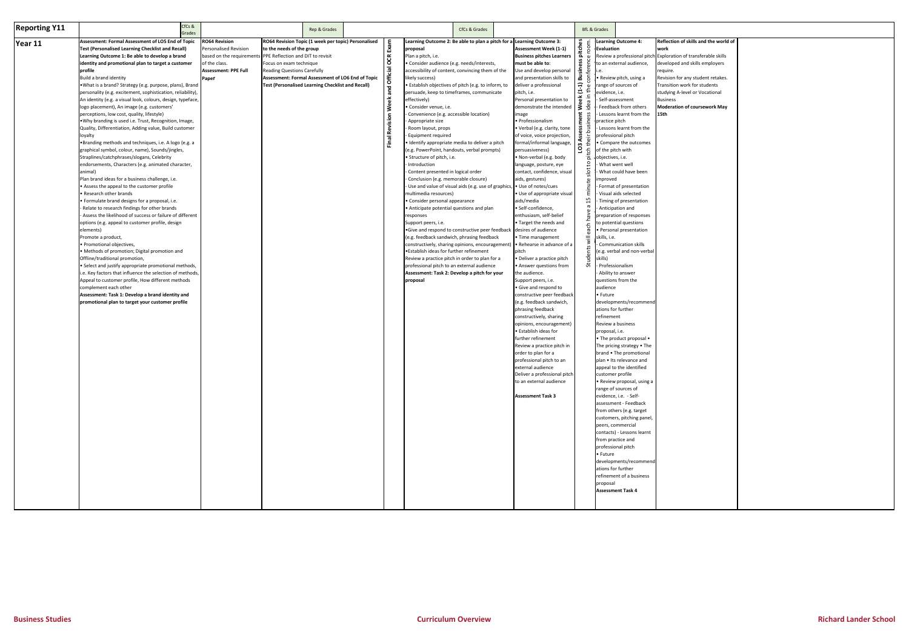| Reporting Y11 | CfCs & Grades | | Rep & Grades | | CfCs & Grades | | | BfL & Grades | |
|---|---|---|---|---|---|---|---|---|---|
| Year 11 | **Assessment: Formal Assessment of LO5 End of Topic Test (Personalised Learning Checklist and Recall)**<br>**Learning Outcome 1: Be able to develop a brand identity and promotional plan to target a customer profile**<br>Build a brand identity<br>• What is a brand? Strategy (e.g. purpose, plans), Brand personality (e.g. excitement, sophistication, reliability), An identity (e.g. a visual look, colours, design, typeface, logo placement), An image (e.g. customers' perceptions, low cost, quality, lifestyle)<br>• Why branding is used i.e. Trust, Recognition, Image, Quality, Differentiation, Adding value, Build customer loyalty<br>• Branding methods and techniques, i.e. A logo (e.g. a graphical symbol, colour, name), Sounds/jingles, Straplines/catchphrases/slogans, Celebrity endorsements, Characters (e.g. animated character, animal)<br>Plan brand ideas for a business challenge, i.e.<br>• Assess the appeal to the customer profile<br>• Research other brands<br>• Formulate brand designs for a proposal, i.e.<br>- Relate to research findings for other brands<br>- Assess the likelihood of success or failure of different options (e.g. appeal to customer profile, design elements)<br>Promote a product,<br>• Promotional objectives,<br>• Methods of promotion; Digital promotion and Offline/traditional promotion,<br>• Select and justify appropriate promotional methods, i.e. Key factors that influence the selection of methods, Appeal to customer profile, How different methods complement each other<br>**Assessment: Task 1: Develop a brand identity and promotional plan to target your customer profile** | **RO64 Revision**<br>Personalised Revision based on the requirements of the class.<br>**Assessment: PPE Full Paper** | **RO64 Revision Topic (1 week per topic) Personalised to the needs of the group**<br>PPE Reflection and DIT to revisit<br>Focus on exam technique<br>Reading Questions Carefully<br>**Assessment: Formal Assessment of LO6 End of Topic Test (Personalised Learning Checklist and Recall)** | **Final Revision Week and Official OCR Exam** | **Learning Outcome 2: Be able to plan a pitch for a proposal**<br>Plan a pitch, i.e.<br>• Consider audience (e.g. needs/interests, accessibility of content, convincing them of the likely success)<br>• Establish objectives of pitch (e.g. to inform, to persuade, keep to timeframes, communicate effectively)<br>• Consider venue, i.e.<br>- Convenience (e.g. accessible location)<br>- Appropriate size<br>- Room layout, props<br>- Equipment required<br>• Identify appropriate media to deliver a pitch (e.g. PowerPoint, handouts, verbal prompts)<br>• Structure of pitch, i.e.<br>- Introduction<br>- Content presented in logical order<br>- Conclusion (e.g. memorable closure)<br>- Use and value of visual aids (e.g. use of graphics, multimedia resources)<br>• Consider personal appearance<br>• Anticipate potential questions and plan responses<br>Support peers, i.e.<br>• Give and respond to constructive peer feedback (e.g. feedback sandwich, phrasing feedback constructively, sharing opinions, encouragement)<br>• Establish ideas for further refinement<br>Review a practice pitch in order to plan for a professional pitch to an external audience<br>**Assessment: Task 2: Develop a pitch for your proposal** | **Learning Outcome 3: Assessment Week (1-1) Business pitches Learners must be able to:**<br>Use and develop personal and presentation skills to deliver a professional pitch, i.e.<br>Personal presentation to demonstrate the intended image<br>• Professionalism<br>• Verbal (e.g. clarity, tone of voice, voice projection, formal/informal language, persuasiveness)<br>• Non-verbal (e.g. body language, posture, eye contact, confidence, visual aids, gestures)<br>• Use of notes/cues<br>• Use of appropriate visual aids/media<br>• Self-confidence, enthusiasm, self-belief<br>• Target the needs and desires of audience<br>• Time management<br>• Rehearse in advance of a pitch<br>• Deliver a practice pitch<br>• Answer questions from the audience.<br>Support peers, i.e.<br>• Give and respond to constructive peer feedback (e.g. feedback sandwich, phrasing feedback constructively, sharing opinions, encouragement)<br>• Establish ideas for further refinement<br>Review a practice pitch in order to plan for a professional pitch to an external audience<br>Deliver a professional pitch to an external audience<br>**Assessment Task 3** | **LO3 Assessment Week (1-1) Business pitches**<br>Students will each have a 15 minute slot to pitch their business idea in the conference room. | **Learning Outcome 4: Evaluation**<br>Review a professional pitch to an external audience, i.e.<br>• Review pitch, using a range of sources of evidence, i.e.<br>- Self-assessment<br>- Feedback from others<br>- Lessons learnt from the practice pitch<br>- Lessons learnt from the professional pitch<br>• Compare the outcomes of the pitch with objectives, i.e.<br>- What went well<br>- What could have been improved<br>- Format of presentation<br>- Visual aids selected<br>- Timing of presentation<br>- Anticipation and preparation of responses to potential questions<br>• Personal presentation skills, i.e.<br>- Communication skills (e.g. verbal and non-verbal skills)<br>- Professionalism<br>- Ability to answer questions from the audience<br>• Future developments/recommendations for further refinement<br>Review a business proposal, i.e.<br>• The product proposal • The pricing strategy • The brand • The promotional plan • Its relevance and appeal to the identified customer profile<br>• Review proposal, using a range of sources of evidence, i.e. - Self-assessment - Feedback from others (e.g. target customers, pitching panel, peers, commercial contacts) - Lessons learnt from practice and professional pitch<br>• Future developments/recommendations for further refinement of a business proposal<br>**Assessment Task 4** | **Reflection of skills and the world of work**<br>Exploration of transferable skills developed and skills employers require.<br>Revision for any student retakes.<br>Transition work for students studying A-level or Vocational Business<br>**Moderation of coursework May 15th** |

**Business Studies** | **Curriculum Overview** | **Richard Lander School**